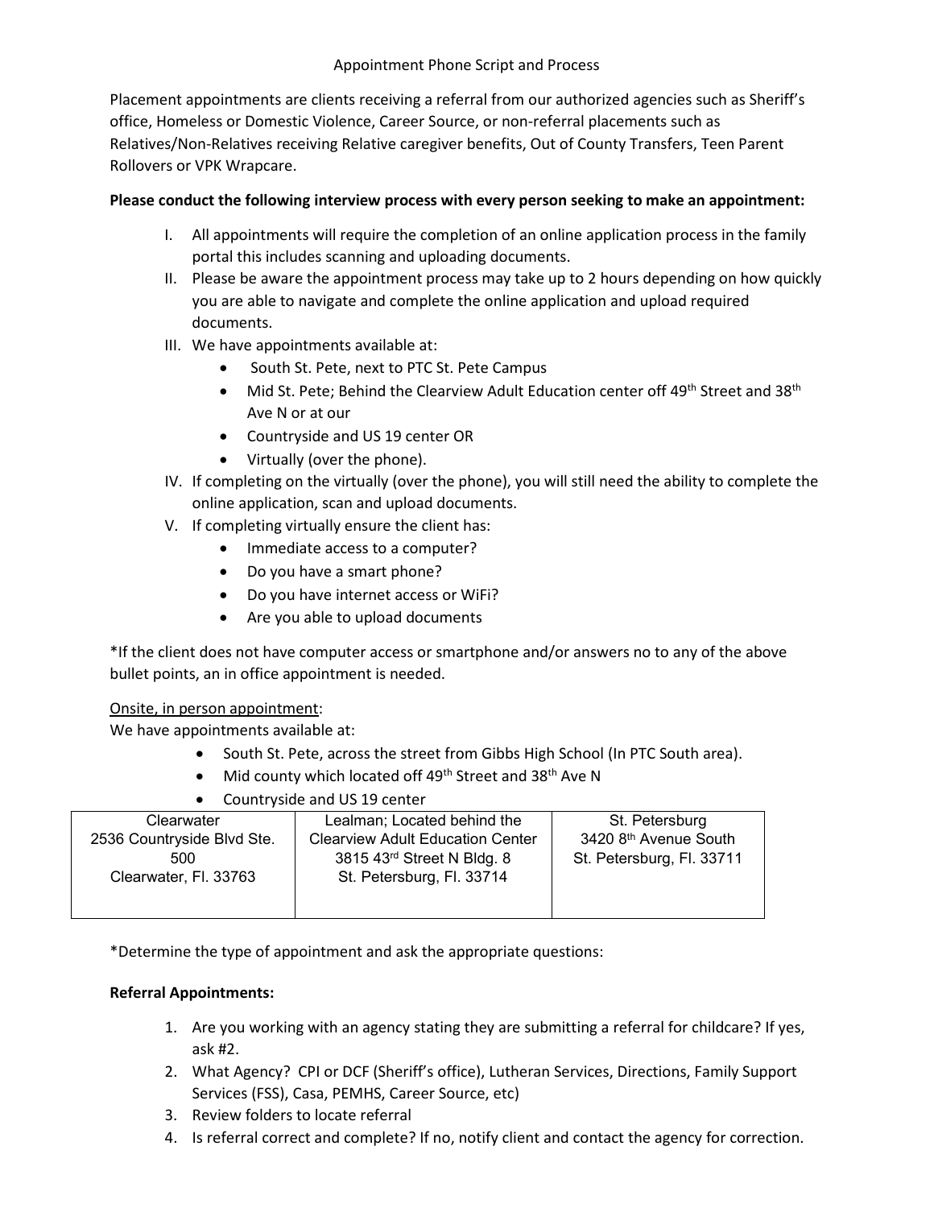# Appointment Phone Script and Process

Placement appointments are clients receiving a referral from our authorized agencies such as Sheriff's office, Homeless or Domestic Violence, Career Source, or non-referral placements such as Relatives/Non-Relatives receiving Relative caregiver benefits, Out of County Transfers, Teen Parent Rollovers or VPK Wrapcare.

**Please conduct the following interview process with every person seeking to make an appointment:**

I. All appointments will require the completion of an online application process in the family portal this includes scanning and uploading documents.

II. Please be aware the appointment process may take up to 2 hours depending on how quickly you are able to navigate and complete the online application and upload required documents.

III. We have appointments available at:
   - South St. Pete, next to PTC St. Pete Campus
   - Mid St. Pete; Behind the Clearview Adult Education center off 49th Street and 38th Ave N or at our
   - Countryside and US 19 center OR
   - Virtually (over the phone).

IV. If completing on the virtually (over the phone), you will still need the ability to complete the online application, scan and upload documents.

V. If completing virtually ensure the client has:
   - Immediate access to a computer?
   - Do you have a smart phone?
   - Do you have internet access or WiFi?
   - Are you able to upload documents

*If the client does not have computer access or smartphone and/or answers no to any of the above bullet points, an in office appointment is needed.

<u>Onsite, in person appointment</u>:
We have appointments available at:

- South St. Pete, across the street from Gibbs High School (In PTC South area).
- Mid county which located off 49th Street and 38th Ave N
- Countryside and US 19 center

| Clearwater<br>2536 Countryside Blvd Ste. 500<br>Clearwater, Fl. 33763 | Lealman; Located behind the Clearview Adult Education Center<br>3815 43rd Street N Bldg. 8<br>St. Petersburg, Fl. 33714 | St. Petersburg<br>3420 8th Avenue South<br>St. Petersburg, Fl. 33711 |
|---|---|---|

*Determine the type of appointment and ask the appropriate questions:

**Referral Appointments:**

1. Are you working with an agency stating they are submitting a referral for childcare? If yes, ask #2.
2. What Agency? CPI or DCF (Sheriff's office), Lutheran Services, Directions, Family Support Services (FSS), Casa, PEMHS, Career Source, etc)
3. Review folders to locate referral
4. Is referral correct and complete? If no, notify client and contact the agency for correction.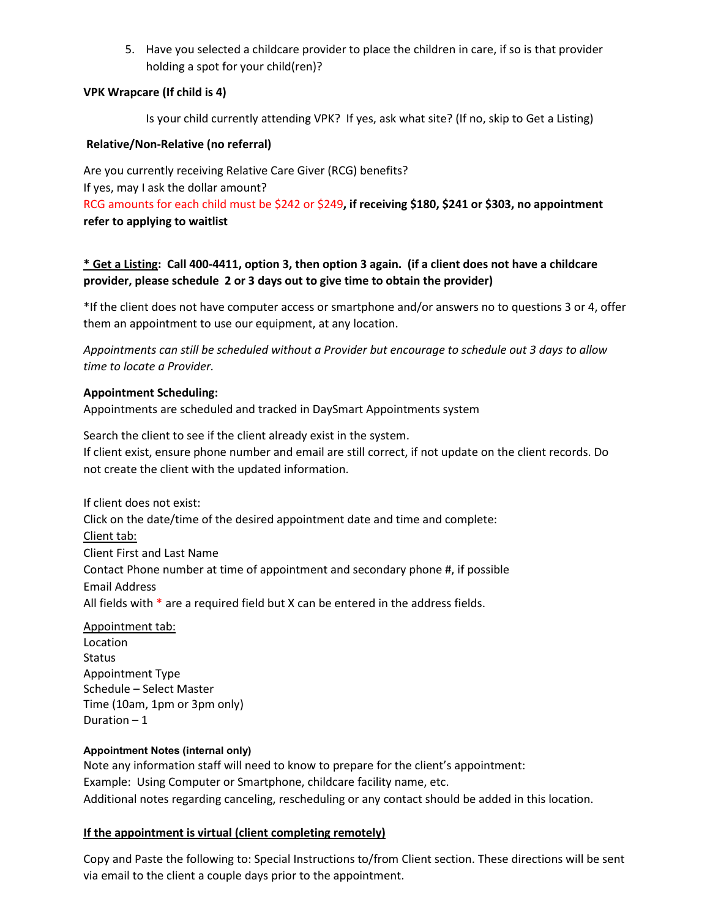5. Have you selected a childcare provider to place the children in care, if so is that provider holding a spot for your child(ren)?

**VPK Wrapcare (If child is 4)**

Is your child currently attending VPK? If yes, ask what site? (If no, skip to Get a Listing)

**Relative/Non-Relative (no referral)**

Are you currently receiving Relative Care Giver (RCG) benefits?
If yes, may I ask the dollar amount?
RCG amounts for each child must be $242 or $249**, if receiving $180, $241 or $303, no appointment refer to applying to waitlist**

**<u>* Get a Listing</u>: Call 400-4411, option 3, then option 3 again. (if a client does not have a childcare provider, please schedule 2 or 3 days out to give time to obtain the provider)**

*If the client does not have computer access or smartphone and/or answers no to questions 3 or 4, offer them an appointment to use our equipment, at any location.

*Appointments can still be scheduled without a Provider but encourage to schedule out 3 days to allow time to locate a Provider.*

**Appointment Scheduling:**
Appointments are scheduled and tracked in DaySmart Appointments system

Search the client to see if the client already exist in the system.
If client exist, ensure phone number and email are still correct, if not update on the client records. Do not create the client with the updated information.

If client does not exist:
Click on the date/time of the desired appointment date and time and complete:
<u>Client tab:</u>
Client First and Last Name
Contact Phone number at time of appointment and secondary phone #, if possible
Email Address
All fields with * are a required field but X can be entered in the address fields.

<u>Appointment tab:</u>
Location
Status
Appointment Type
Schedule – Select Master
Time (10am, 1pm or 3pm only)
Duration – 1

**Appointment Notes (internal only)**
Note any information staff will need to know to prepare for the client's appointment:
Example: Using Computer or Smartphone, childcare facility name, etc.
Additional notes regarding canceling, rescheduling or any contact should be added in this location.

**<u>If the appointment is virtual (client completing remotely)</u>**

Copy and Paste the following to: Special Instructions to/from Client section. These directions will be sent via email to the client a couple days prior to the appointment.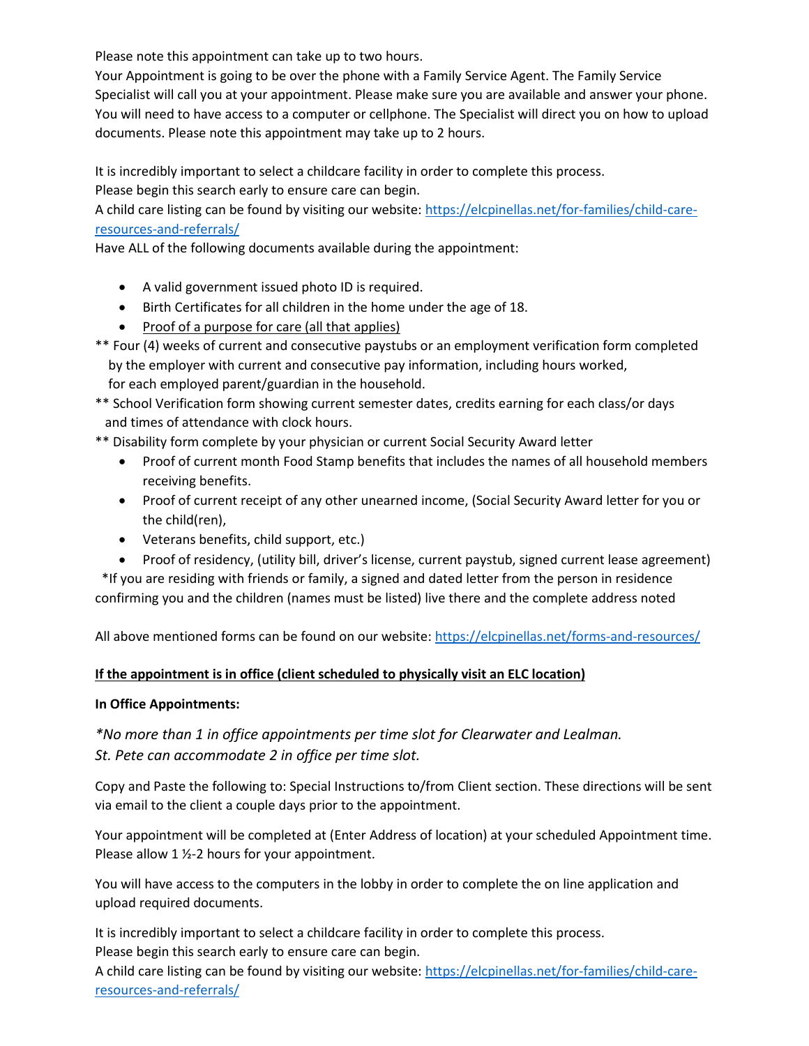Please note this appointment can take up to two hours.
Your Appointment is going to be over the phone with a Family Service Agent. The Family Service Specialist will call you at your appointment. Please make sure you are available and answer your phone. You will need to have access to a computer or cellphone. The Specialist will direct you on how to upload documents. Please note this appointment may take up to 2 hours.

It is incredibly important to select a childcare facility in order to complete this process.
Please begin this search early to ensure care can begin.
A child care listing can be found by visiting our website: [https://elcpinellas.net/for-families/child-care-resources-and-referrals/](https://elcpinellas.net/for-families/child-care-resources-and-referrals/)
Have ALL of the following documents available during the appointment:

- A valid government issued photo ID is required.
- Birth Certificates for all children in the home under the age of 18.
- <u>Proof of a purpose for care (all that applies)</u>

** Four (4) weeks of current and consecutive paystubs or an employment verification form completed by the employer with current and consecutive pay information, including hours worked, for each employed parent/guardian in the household.

** School Verification form showing current semester dates, credits earning for each class/or days and times of attendance with clock hours.

** Disability form complete by your physician or current Social Security Award letter

- Proof of current month Food Stamp benefits that includes the names of all household members receiving benefits.
- Proof of current receipt of any other unearned income, (Social Security Award letter for you or the child(ren),
- Veterans benefits, child support, etc.)
- Proof of residency, (utility bill, driver's license, current paystub, signed current lease agreement)

*If you are residing with friends or family, a signed and dated letter from the person in residence confirming you and the children (names must be listed) live there and the complete address noted

All above mentioned forms can be found on our website: [https://elcpinellas.net/forms-and-resources/](https://elcpinellas.net/forms-and-resources/)

**<u>If the appointment is in office (client scheduled to physically visit an ELC location)</u>**

**In Office Appointments:**

*\*No more than 1 in office appointments per time slot for Clearwater and Lealman.*
*St. Pete can accommodate 2 in office per time slot.*

Copy and Paste the following to: Special Instructions to/from Client section. These directions will be sent via email to the client a couple days prior to the appointment.

Your appointment will be completed at (Enter Address of location) at your scheduled Appointment time. Please allow 1 ½-2 hours for your appointment.

You will have access to the computers in the lobby in order to complete the on line application and upload required documents.

It is incredibly important to select a childcare facility in order to complete this process.
Please begin this search early to ensure care can begin.
A child care listing can be found by visiting our website: [https://elcpinellas.net/for-families/child-care-resources-and-referrals/](https://elcpinellas.net/for-families/child-care-resources-and-referrals/)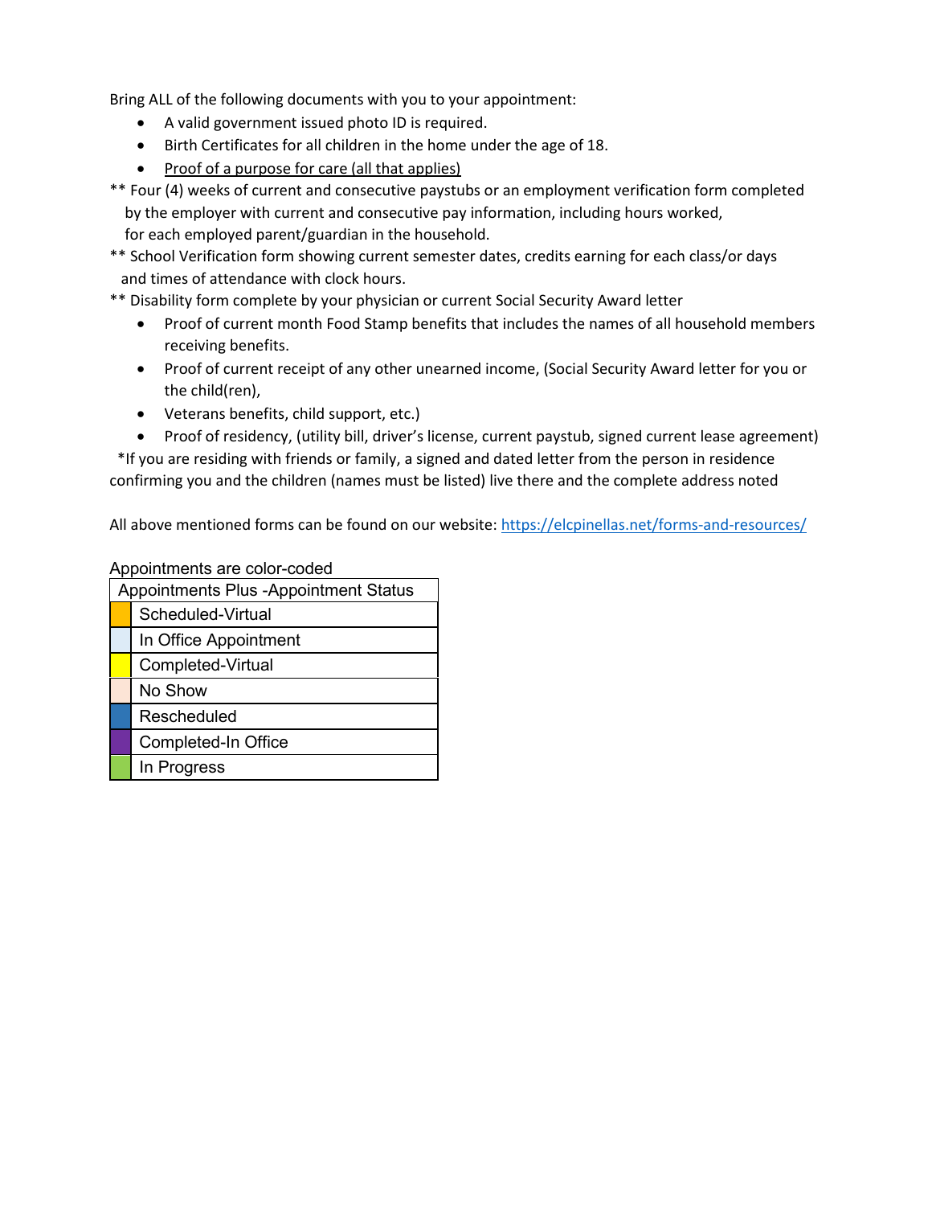Bring ALL of the following documents with you to your appointment:

- A valid government issued photo ID is required.
- Birth Certificates for all children in the home under the age of 18.
- <u>Proof of a purpose for care (all that applies)</u>

** Four (4) weeks of current and consecutive paystubs or an employment verification form completed by the employer with current and consecutive pay information, including hours worked, for each employed parent/guardian in the household.

** School Verification form showing current semester dates, credits earning for each class/or days and times of attendance with clock hours.

** Disability form complete by your physician or current Social Security Award letter

- Proof of current month Food Stamp benefits that includes the names of all household members receiving benefits.
- Proof of current receipt of any other unearned income, (Social Security Award letter for you or the child(ren),
- Veterans benefits, child support, etc.)
- Proof of residency, (utility bill, driver's license, current paystub, signed current lease agreement)

*If you are residing with friends or family, a signed and dated letter from the person in residence confirming you and the children (names must be listed) live there and the complete address noted

All above mentioned forms can be found on our website: [https://elcpinellas.net/forms-and-resources/](https://elcpinellas.net/forms-and-resources/)

Appointments are color-coded

| Appointments Plus -Appointment Status | |
|---|---|
| (orange) | Scheduled-Virtual |
| (light blue) | In Office Appointment |
| (yellow) | Completed-Virtual |
| (light peach) | No Show |
| (blue) | Rescheduled |
| (purple) | Completed-In Office |
| (green) | In Progress |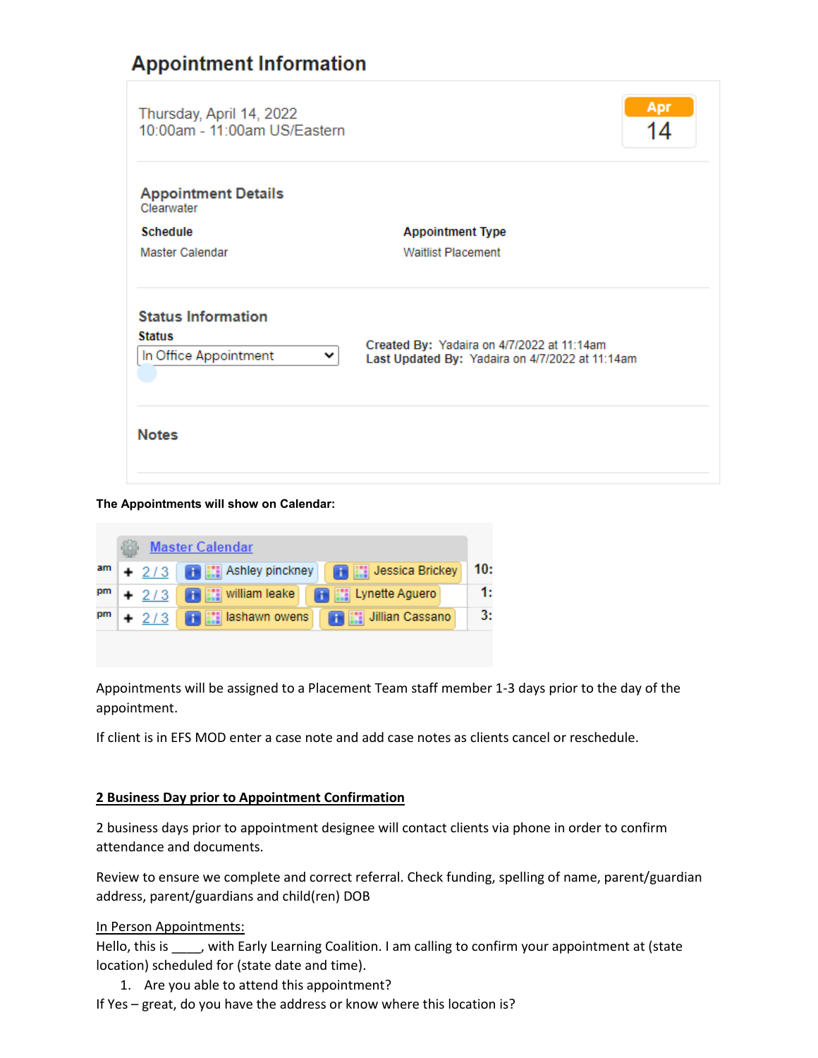## Appointment Information

Thursday, April 14, 2022
10:00am - 11:00am US/Eastern

Apr
14

**Appointment Details**
Clearwater

| Schedule | Appointment Type |
| --- | --- |
| Master Calendar | Waitlist Placement |

**Status Information**

**Status**
In Office Appointment

**Created By:** Yadaira on 4/7/2022 at 11:14am
**Last Updated By:** Yadaira on 4/7/2022 at 11:14am

**Notes**

**The Appointments will show on Calendar:**

| | Master Calendar | | | |
| --- | --- | --- | --- | --- |
| am | + 2 / 3 | Ashley pinckney | Jessica Brickey | 10: |
| pm | + 2 / 3 | william leake | Lynette Aguero | 1: |
| pm | + 2 / 3 | lashawn owens | Jillian Cassano | 3: |

Appointments will be assigned to a Placement Team staff member 1-3 days prior to the day of the appointment.

If client is in EFS MOD enter a case note and add case notes as clients cancel or reschedule.

**<u>2 Business Day prior to Appointment Confirmation</u>**

2 business days prior to appointment designee will contact clients via phone in order to confirm attendance and documents.

Review to ensure we complete and correct referral. Check funding, spelling of name, parent/guardian address, parent/guardians and child(ren) DOB

<u>In Person Appointments:</u>
Hello, this is ____, with Early Learning Coalition. I am calling to confirm your appointment at (state location) scheduled for (state date and time).

1. Are you able to attend this appointment?

If Yes – great, do you have the address or know where this location is?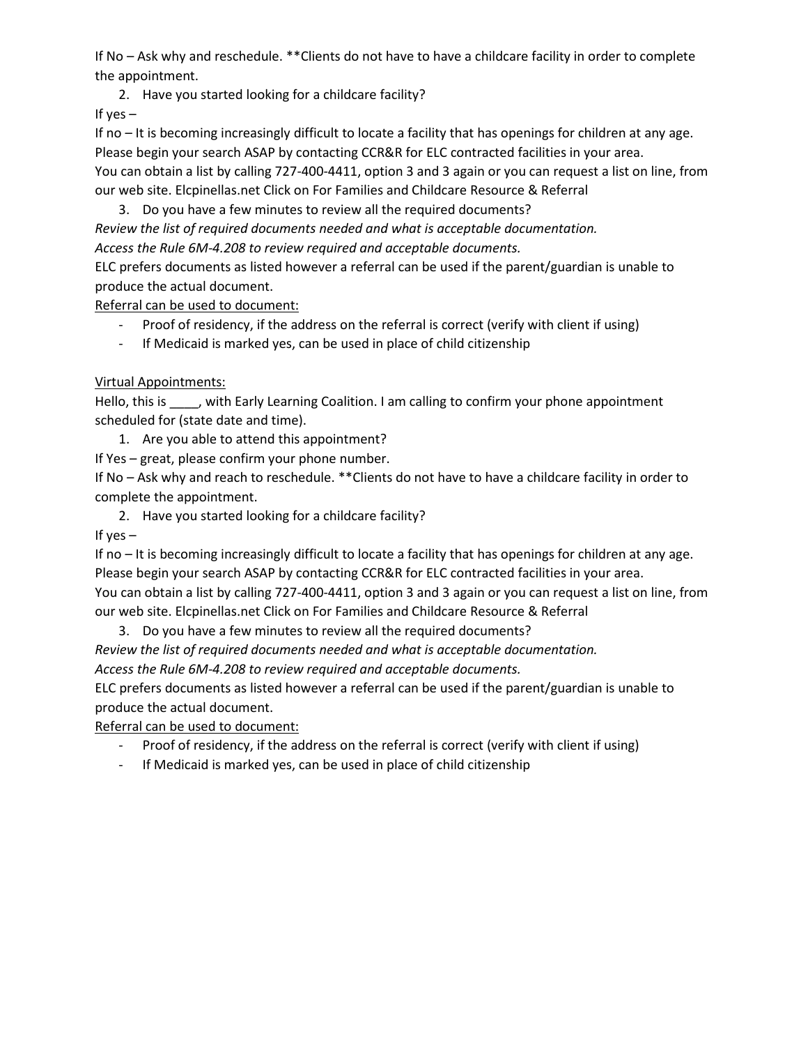If No – Ask why and reschedule. **Clients do not have to have a childcare facility in order to complete the appointment.

2. Have you started looking for a childcare facility?

If yes –

If no – It is becoming increasingly difficult to locate a facility that has openings for children at any age. Please begin your search ASAP by contacting CCR&R for ELC contracted facilities in your area.
You can obtain a list by calling 727-400-4411, option 3 and 3 again or you can request a list on line, from our web site. Elcpinellas.net Click on For Families and Childcare Resource & Referral

3. Do you have a few minutes to review all the required documents?

*Review the list of required documents needed and what is acceptable documentation.*
*Access the Rule 6M-4.208 to review required and acceptable documents.*

ELC prefers documents as listed however a referral can be used if the parent/guardian is unable to produce the actual document.

<u>Referral can be used to document:</u>

- Proof of residency, if the address on the referral is correct (verify with client if using)
- If Medicaid is marked yes, can be used in place of child citizenship

<u>Virtual Appointments:</u>

Hello, this is ____, with Early Learning Coalition. I am calling to confirm your phone appointment scheduled for (state date and time).

1. Are you able to attend this appointment?

If Yes – great, please confirm your phone number.

If No – Ask why and reach to reschedule. **Clients do not have to have a childcare facility in order to complete the appointment.

2. Have you started looking for a childcare facility?

If yes –

If no – It is becoming increasingly difficult to locate a facility that has openings for children at any age. Please begin your search ASAP by contacting CCR&R for ELC contracted facilities in your area.
You can obtain a list by calling 727-400-4411, option 3 and 3 again or you can request a list on line, from our web site. Elcpinellas.net Click on For Families and Childcare Resource & Referral

3. Do you have a few minutes to review all the required documents?

*Review the list of required documents needed and what is acceptable documentation.*
*Access the Rule 6M-4.208 to review required and acceptable documents.*

ELC prefers documents as listed however a referral can be used if the parent/guardian is unable to produce the actual document.

<u>Referral can be used to document:</u>

- Proof of residency, if the address on the referral is correct (verify with client if using)
- If Medicaid is marked yes, can be used in place of child citizenship